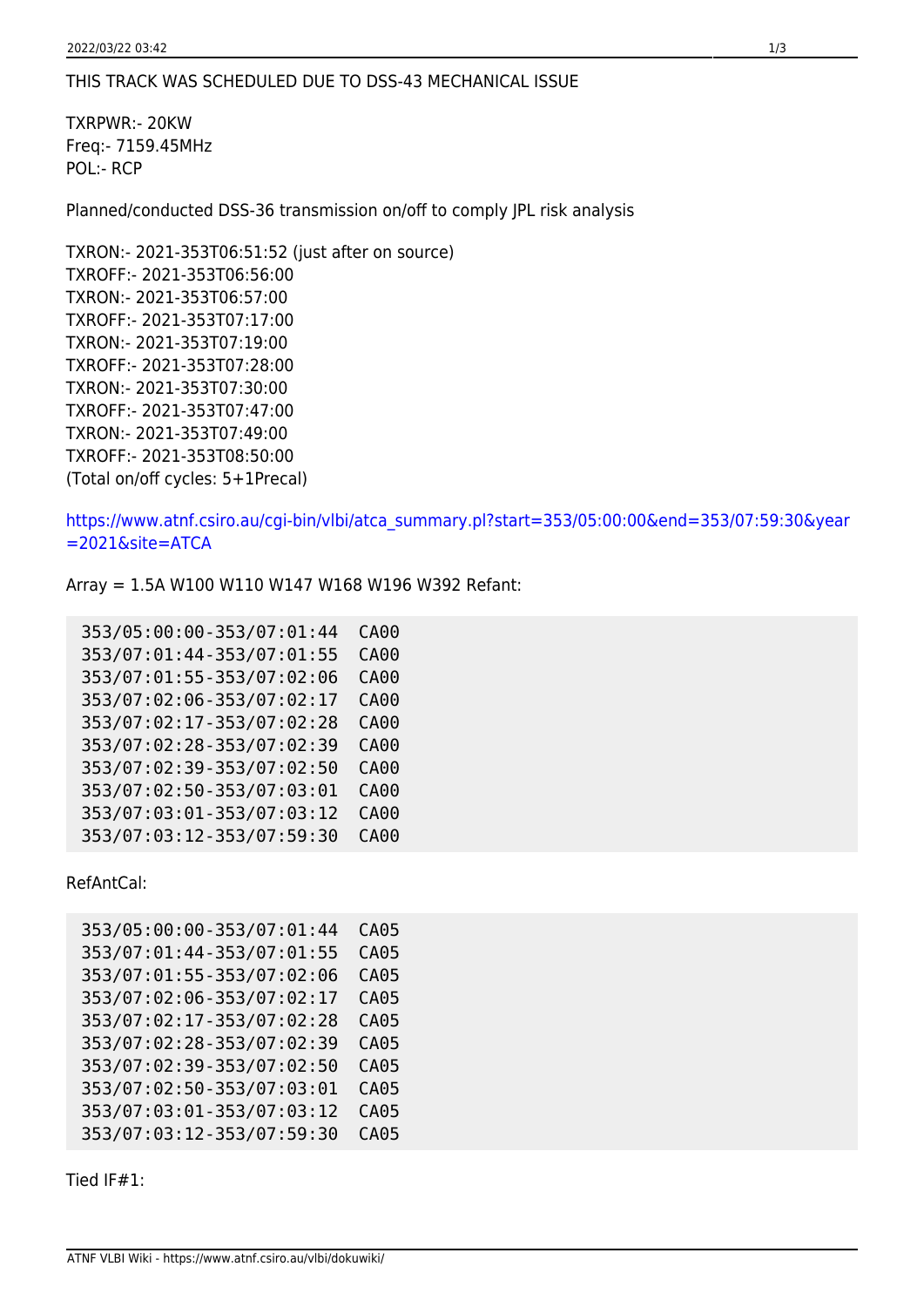THIS TRACK WAS SCHEDULED DUE TO DSS-43 MECHANICAL ISSUE

TXRPWR:- 20KW
Freq:- 7159.45MHz
POL:- RCP

Planned/conducted DSS-36 transmission on/off to comply JPL risk analysis

TXRON:- 2021-353T06:51:52 (just after on source)
TXROFF:- 2021-353T06:56:00
TXRON:- 2021-353T06:57:00
TXROFF:- 2021-353T07:17:00
TXRON:- 2021-353T07:19:00
TXROFF:- 2021-353T07:28:00
TXRON:- 2021-353T07:30:00
TXROFF:- 2021-353T07:47:00
TXRON:- 2021-353T07:49:00
TXROFF:- 2021-353T08:50:00
(Total on/off cycles: 5+1Precal)

https://www.atnf.csiro.au/cgi-bin/vlbi/atca_summary.pl?start=353/05:00:00&end=353/07:59:30&year=2021&site=ATCA

Array = 1.5A W100 W110 W147 W168 W196 W392 Refant:

```
353/05:00:00-353/07:01:44  CA00
353/07:01:44-353/07:01:55  CA00
353/07:01:55-353/07:02:06  CA00
353/07:02:06-353/07:02:17  CA00
353/07:02:17-353/07:02:28  CA00
353/07:02:28-353/07:02:39  CA00
353/07:02:39-353/07:02:50  CA00
353/07:02:50-353/07:03:01  CA00
353/07:03:01-353/07:03:12  CA00
353/07:03:12-353/07:59:30  CA00
```

RefAntCal:

```
353/05:00:00-353/07:01:44  CA05
353/07:01:44-353/07:01:55  CA05
353/07:01:55-353/07:02:06  CA05
353/07:02:06-353/07:02:17  CA05
353/07:02:17-353/07:02:28  CA05
353/07:02:28-353/07:02:39  CA05
353/07:02:39-353/07:02:50  CA05
353/07:02:50-353/07:03:01  CA05
353/07:03:01-353/07:03:12  CA05
353/07:03:12-353/07:59:30  CA05
```

Tied IF#1: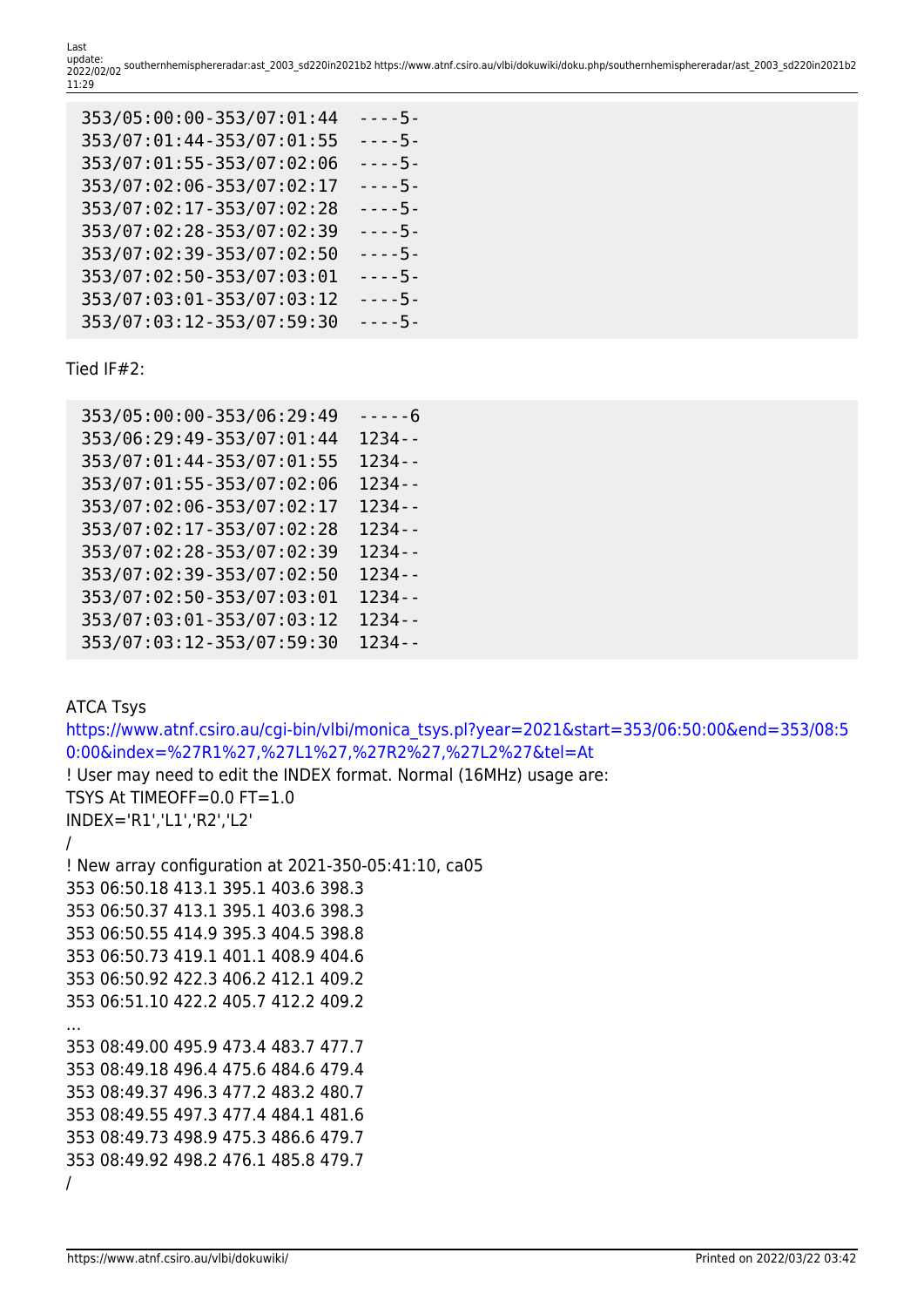```
353/05:00:00-353/07:01:44  ----5-
353/07:01:44-353/07:01:55  ----5-
353/07:01:55-353/07:02:06  ----5-
353/07:02:06-353/07:02:17  ----5-
353/07:02:17-353/07:02:28  ----5-
353/07:02:28-353/07:02:39  ----5-
353/07:02:39-353/07:02:50  ----5-
353/07:02:50-353/07:03:01  ----5-
353/07:03:01-353/07:03:12  ----5-
353/07:03:12-353/07:59:30  ----5-
```

Tied IF#2:

```
353/05:00:00-353/06:29:49  -----6
353/06:29:49-353/07:01:44  1234--
353/07:01:44-353/07:01:55  1234--
353/07:01:55-353/07:02:06  1234--
353/07:02:06-353/07:02:17  1234--
353/07:02:17-353/07:02:28  1234--
353/07:02:28-353/07:02:39  1234--
353/07:02:39-353/07:02:50  1234--
353/07:02:50-353/07:03:01  1234--
353/07:03:01-353/07:03:12  1234--
353/07:03:12-353/07:59:30  1234--
```

ATCA Tsys

https://www.atnf.csiro.au/cgi-bin/vlbi/monica_tsys.pl?year=2021&start=353/06:50:00&end=353/08:50:00&index=%27R1%27,%27L1%27,%27R2%27,%27L2%27&tel=At

! User may need to edit the INDEX format. Normal (16MHz) usage are:
TSYS At TIMEOFF=0.0 FT=1.0
INDEX='R1','L1','R2','L2'
/
! New array configuration at 2021-350-05:41:10, ca05
353 06:50.18 413.1 395.1 403.6 398.3
353 06:50.37 413.1 395.1 403.6 398.3
353 06:50.55 414.9 395.3 404.5 398.8
353 06:50.73 419.1 401.1 408.9 404.6
353 06:50.92 422.3 406.2 412.1 409.2
353 06:51.10 422.2 405.7 412.2 409.2
…
353 08:49.00 495.9 473.4 483.7 477.7
353 08:49.18 496.4 475.6 484.6 479.4
353 08:49.37 496.3 477.2 483.2 480.7
353 08:49.55 497.3 477.4 484.1 481.6
353 08:49.73 498.9 475.3 486.6 479.7
353 08:49.92 498.2 476.1 485.8 479.7
/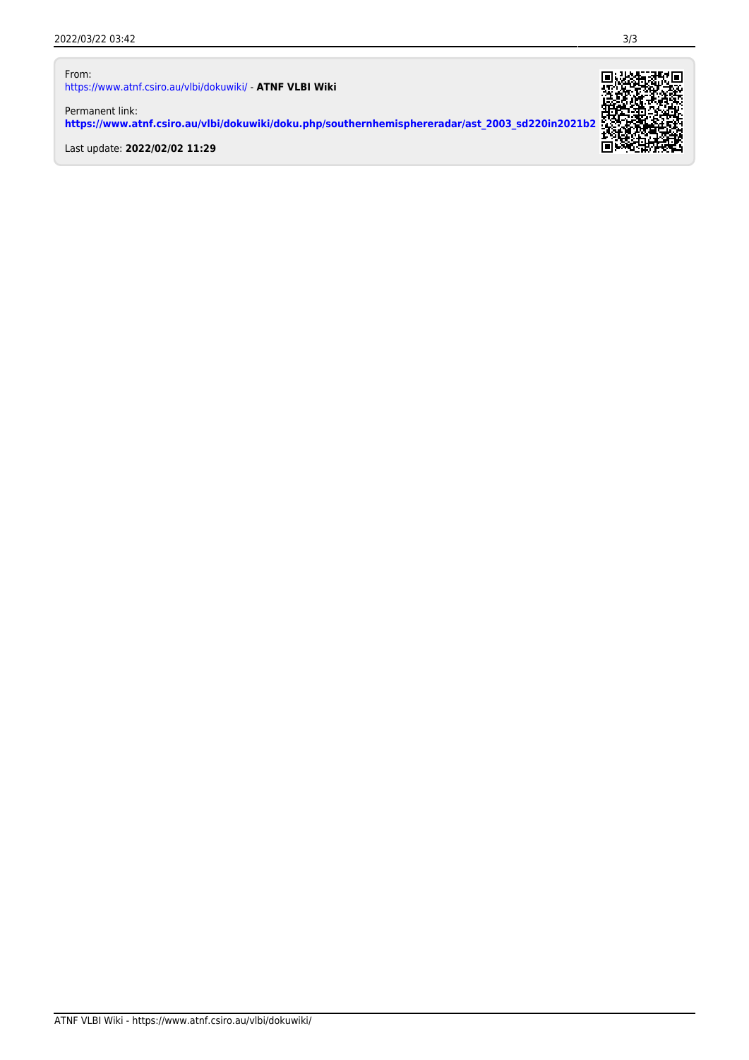From:
https://www.atnf.csiro.au/vlbi/dokuwiki/ - **ATNF VLBI Wiki**

Permanent link:
**https://www.atnf.csiro.au/vlbi/dokuwiki/doku.php/southernhemisphereradar/ast_2003_sd220in2021b2**

Last update: **2022/02/02 11:29**